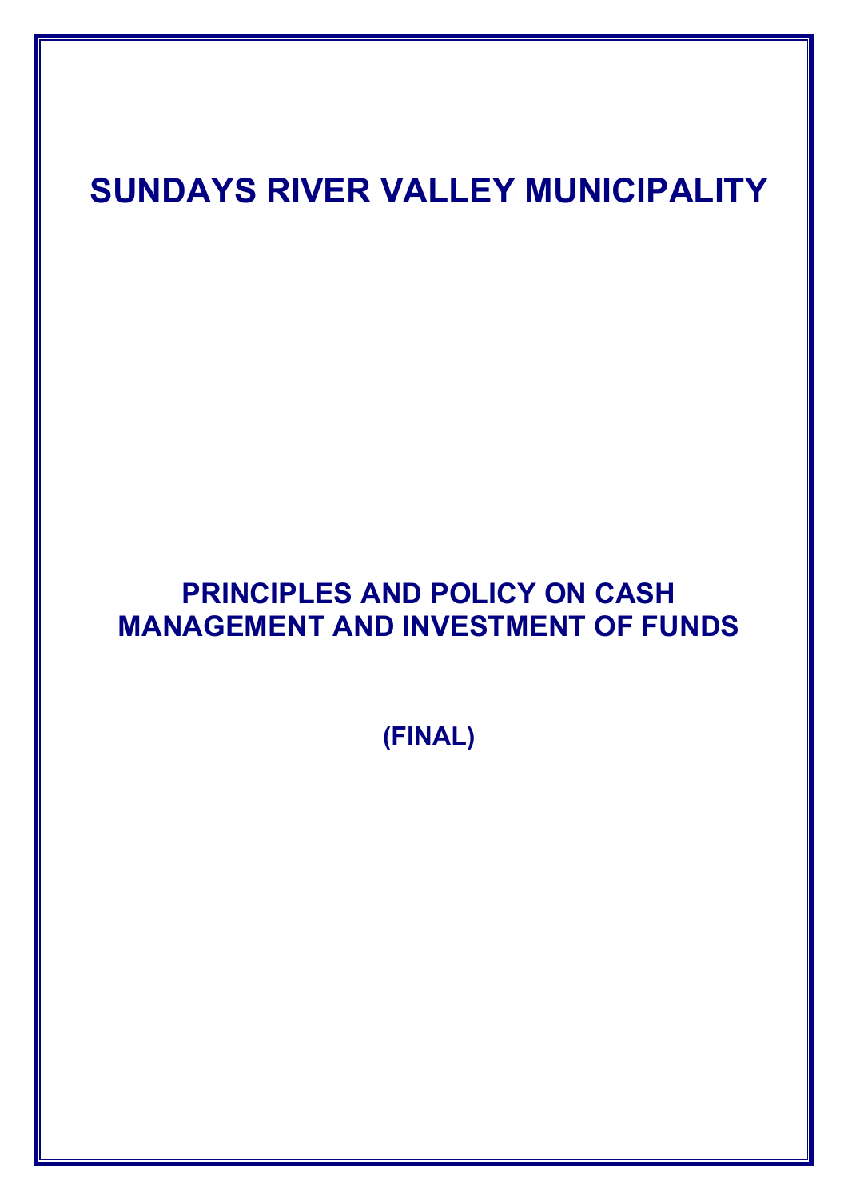# SUNDAYS RIVER VALLEY MUNICIPALITY

## PRINCIPLES AND POLICY ON CASH MANAGEMENT AND INVESTMENT OF FUNDS

**(FINAL)**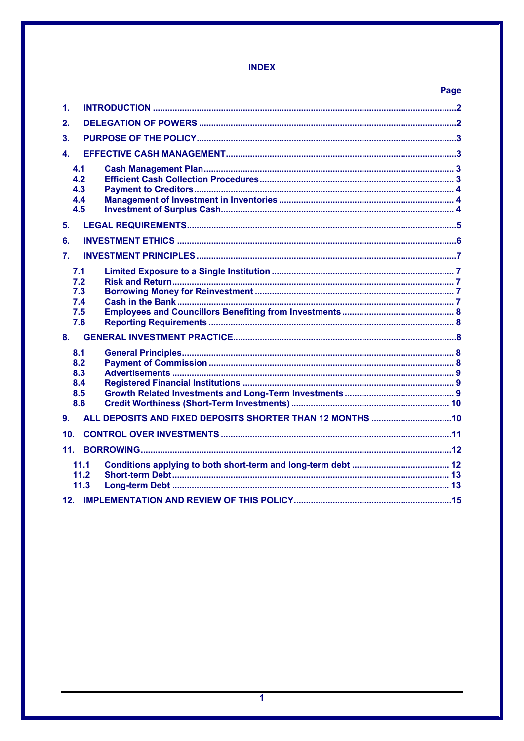# INDEX

| | | Page |
|---|---|---|
| **1.** | **INTRODUCTION** | **2** |
| **2.** | **DELEGATION OF POWERS** | **2** |
| **3.** | **PURPOSE OF THE POLICY** | **3** |
| **4.** | **EFFECTIVE CASH MANAGEMENT** | **3** |
| 4.1 | Cash Management Plan | 3 |
| 4.2 | Efficient Cash Collection Procedures | 3 |
| 4.3 | Payment to Creditors | 4 |
| 4.4 | Management of Investment in Inventories | 4 |
| 4.5 | Investment of Surplus Cash | 4 |
| **5.** | **LEGAL REQUIREMENTS** | **5** |
| **6.** | **INVESTMENT ETHICS** | **6** |
| **7.** | **INVESTMENT PRINCIPLES** | **7** |
| 7.1 | Limited Exposure to a Single Institution | 7 |
| 7.2 | Risk and Return | 7 |
| 7.3 | Borrowing Money for Reinvestment | 7 |
| 7.4 | Cash in the Bank | 7 |
| 7.5 | Employees and Councillors Benefiting from Investments | 8 |
| 7.6 | Reporting Requirements | 8 |
| **8.** | **GENERAL INVESTMENT PRACTICE** | **8** |
| 8.1 | General Principles | 8 |
| 8.2 | Payment of Commission | 8 |
| 8.3 | Advertisements | 9 |
| 8.4 | Registered Financial Institutions | 9 |
| 8.5 | Growth Related Investments and Long-Term Investments | 9 |
| 8.6 | Credit Worthiness (Short-Term Investments) | 10 |
| **9.** | **ALL DEPOSITS AND FIXED DEPOSITS SHORTER THAN 12 MONTHS** | **10** |
| **10.** | **CONTROL OVER INVESTMENTS** | **11** |
| **11.** | **BORROWING** | **12** |
| 11.1 | Conditions applying to both short-term and long-term debt | 12 |
| 11.2 | Short-term Debt | 13 |
| 11.3 | Long-term Debt | 13 |
| **12.** | **IMPLEMENTATION AND REVIEW OF THIS POLICY** | **15** |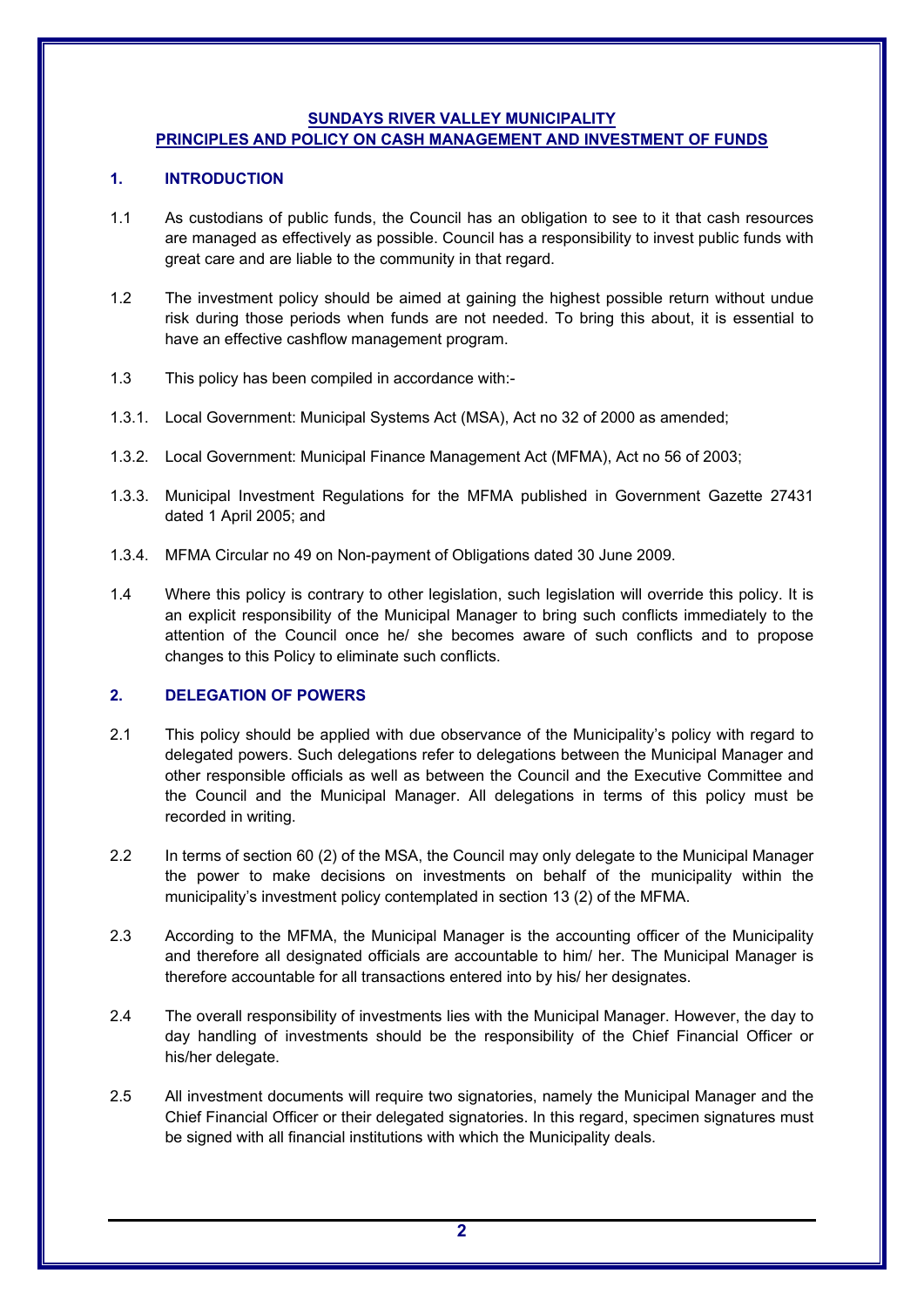**SUNDAYS RIVER VALLEY MUNICIPALITY**
**PRINCIPLES AND POLICY ON CASH MANAGEMENT AND INVESTMENT OF FUNDS**

## 1. INTRODUCTION

1.1 As custodians of public funds, the Council has an obligation to see to it that cash resources are managed as effectively as possible. Council has a responsibility to invest public funds with great care and are liable to the community in that regard.

1.2 The investment policy should be aimed at gaining the highest possible return without undue risk during those periods when funds are not needed. To bring this about, it is essential to have an effective cashflow management program.

1.3 This policy has been compiled in accordance with:-

1.3.1. Local Government: Municipal Systems Act (MSA), Act no 32 of 2000 as amended;

1.3.2. Local Government: Municipal Finance Management Act (MFMA), Act no 56 of 2003;

1.3.3. Municipal Investment Regulations for the MFMA published in Government Gazette 27431 dated 1 April 2005; and

1.3.4. MFMA Circular no 49 on Non-payment of Obligations dated 30 June 2009.

1.4 Where this policy is contrary to other legislation, such legislation will override this policy. It is an explicit responsibility of the Municipal Manager to bring such conflicts immediately to the attention of the Council once he/ she becomes aware of such conflicts and to propose changes to this Policy to eliminate such conflicts.

## 2. DELEGATION OF POWERS

2.1 This policy should be applied with due observance of the Municipality's policy with regard to delegated powers. Such delegations refer to delegations between the Municipal Manager and other responsible officials as well as between the Council and the Executive Committee and the Council and the Municipal Manager. All delegations in terms of this policy must be recorded in writing.

2.2 In terms of section 60 (2) of the MSA, the Council may only delegate to the Municipal Manager the power to make decisions on investments on behalf of the municipality within the municipality's investment policy contemplated in section 13 (2) of the MFMA.

2.3 According to the MFMA, the Municipal Manager is the accounting officer of the Municipality and therefore all designated officials are accountable to him/ her. The Municipal Manager is therefore accountable for all transactions entered into by his/ her designates.

2.4 The overall responsibility of investments lies with the Municipal Manager. However, the day to day handling of investments should be the responsibility of the Chief Financial Officer or his/her delegate.

2.5 All investment documents will require two signatories, namely the Municipal Manager and the Chief Financial Officer or their delegated signatories. In this regard, specimen signatures must be signed with all financial institutions with which the Municipality deals.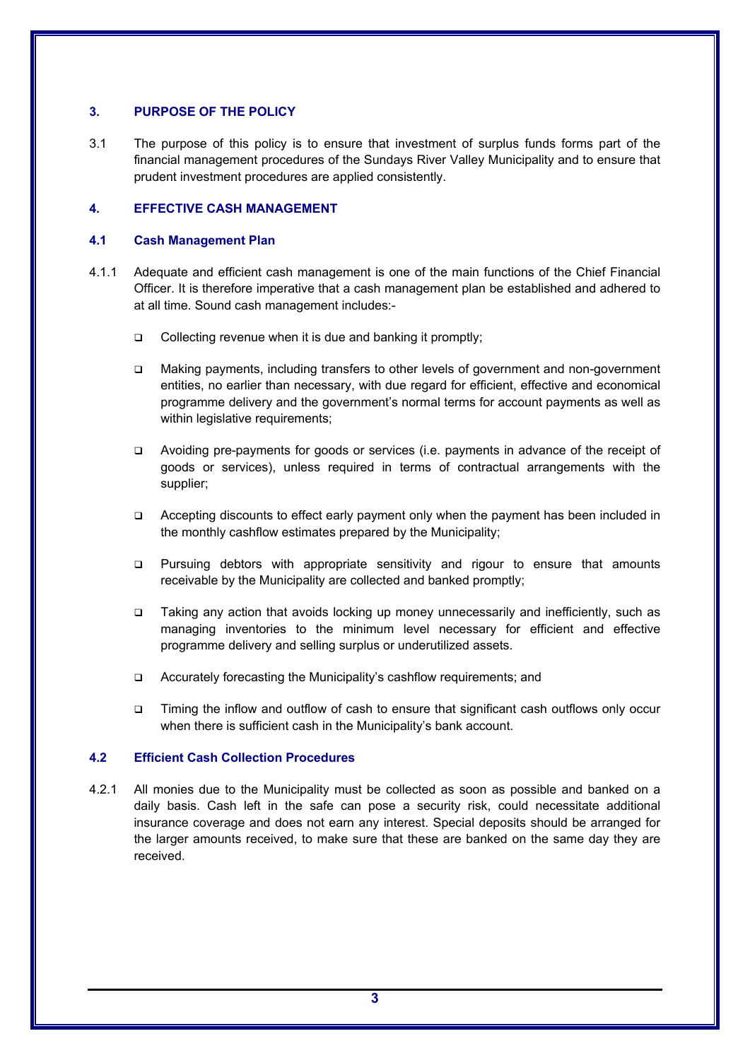## 3. PURPOSE OF THE POLICY

3.1 The purpose of this policy is to ensure that investment of surplus funds forms part of the financial management procedures of the Sundays River Valley Municipality and to ensure that prudent investment procedures are applied consistently.

## 4. EFFECTIVE CASH MANAGEMENT

### 4.1 Cash Management Plan

4.1.1 Adequate and efficient cash management is one of the main functions of the Chief Financial Officer. It is therefore imperative that a cash management plan be established and adhered to at all time. Sound cash management includes:-

- Collecting revenue when it is due and banking it promptly;
- Making payments, including transfers to other levels of government and non-government entities, no earlier than necessary, with due regard for efficient, effective and economical programme delivery and the government's normal terms for account payments as well as within legislative requirements;
- Avoiding pre-payments for goods or services (i.e. payments in advance of the receipt of goods or services), unless required in terms of contractual arrangements with the supplier;
- Accepting discounts to effect early payment only when the payment has been included in the monthly cashflow estimates prepared by the Municipality;
- Pursuing debtors with appropriate sensitivity and rigour to ensure that amounts receivable by the Municipality are collected and banked promptly;
- Taking any action that avoids locking up money unnecessarily and inefficiently, such as managing inventories to the minimum level necessary for efficient and effective programme delivery and selling surplus or underutilized assets.
- Accurately forecasting the Municipality's cashflow requirements; and
- Timing the inflow and outflow of cash to ensure that significant cash outflows only occur when there is sufficient cash in the Municipality's bank account.

### 4.2 Efficient Cash Collection Procedures

4.2.1 All monies due to the Municipality must be collected as soon as possible and banked on a daily basis. Cash left in the safe can pose a security risk, could necessitate additional insurance coverage and does not earn any interest. Special deposits should be arranged for the larger amounts received, to make sure that these are banked on the same day they are received.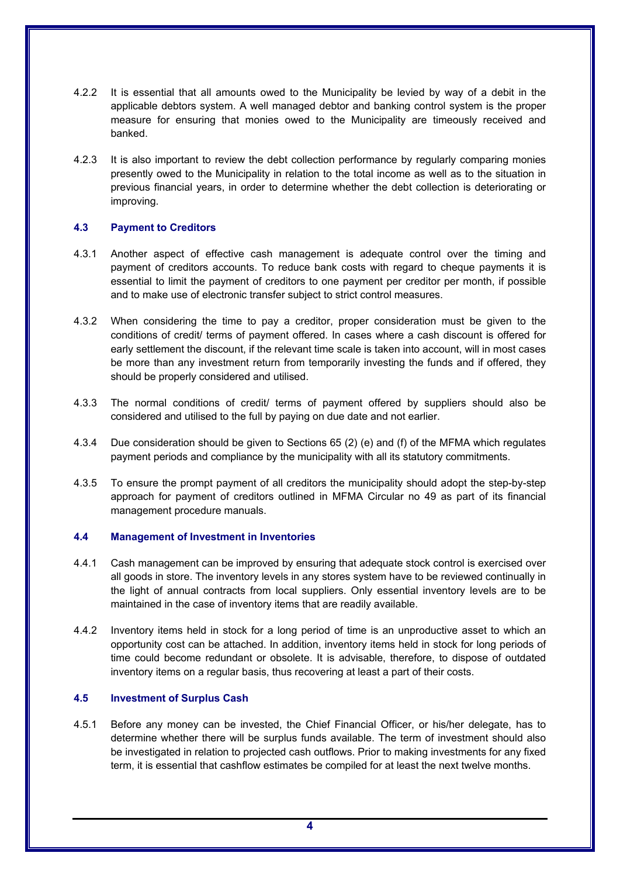4.2.2 It is essential that all amounts owed to the Municipality be levied by way of a debit in the applicable debtors system. A well managed debtor and banking control system is the proper measure for ensuring that monies owed to the Municipality are timeously received and banked.

4.2.3 It is also important to review the debt collection performance by regularly comparing monies presently owed to the Municipality in relation to the total income as well as to the situation in previous financial years, in order to determine whether the debt collection is deteriorating or improving.

### 4.3 Payment to Creditors

4.3.1 Another aspect of effective cash management is adequate control over the timing and payment of creditors accounts. To reduce bank costs with regard to cheque payments it is essential to limit the payment of creditors to one payment per creditor per month, if possible and to make use of electronic transfer subject to strict control measures.

4.3.2 When considering the time to pay a creditor, proper consideration must be given to the conditions of credit/ terms of payment offered. In cases where a cash discount is offered for early settlement the discount, if the relevant time scale is taken into account, will in most cases be more than any investment return from temporarily investing the funds and if offered, they should be properly considered and utilised.

4.3.3 The normal conditions of credit/ terms of payment offered by suppliers should also be considered and utilised to the full by paying on due date and not earlier.

4.3.4 Due consideration should be given to Sections 65 (2) (e) and (f) of the MFMA which regulates payment periods and compliance by the municipality with all its statutory commitments.

4.3.5 To ensure the prompt payment of all creditors the municipality should adopt the step-by-step approach for payment of creditors outlined in MFMA Circular no 49 as part of its financial management procedure manuals.

### 4.4 Management of Investment in Inventories

4.4.1 Cash management can be improved by ensuring that adequate stock control is exercised over all goods in store. The inventory levels in any stores system have to be reviewed continually in the light of annual contracts from local suppliers. Only essential inventory levels are to be maintained in the case of inventory items that are readily available.

4.4.2 Inventory items held in stock for a long period of time is an unproductive asset to which an opportunity cost can be attached. In addition, inventory items held in stock for long periods of time could become redundant or obsolete. It is advisable, therefore, to dispose of outdated inventory items on a regular basis, thus recovering at least a part of their costs.

### 4.5 Investment of Surplus Cash

4.5.1 Before any money can be invested, the Chief Financial Officer, or his/her delegate, has to determine whether there will be surplus funds available. The term of investment should also be investigated in relation to projected cash outflows. Prior to making investments for any fixed term, it is essential that cashflow estimates be compiled for at least the next twelve months.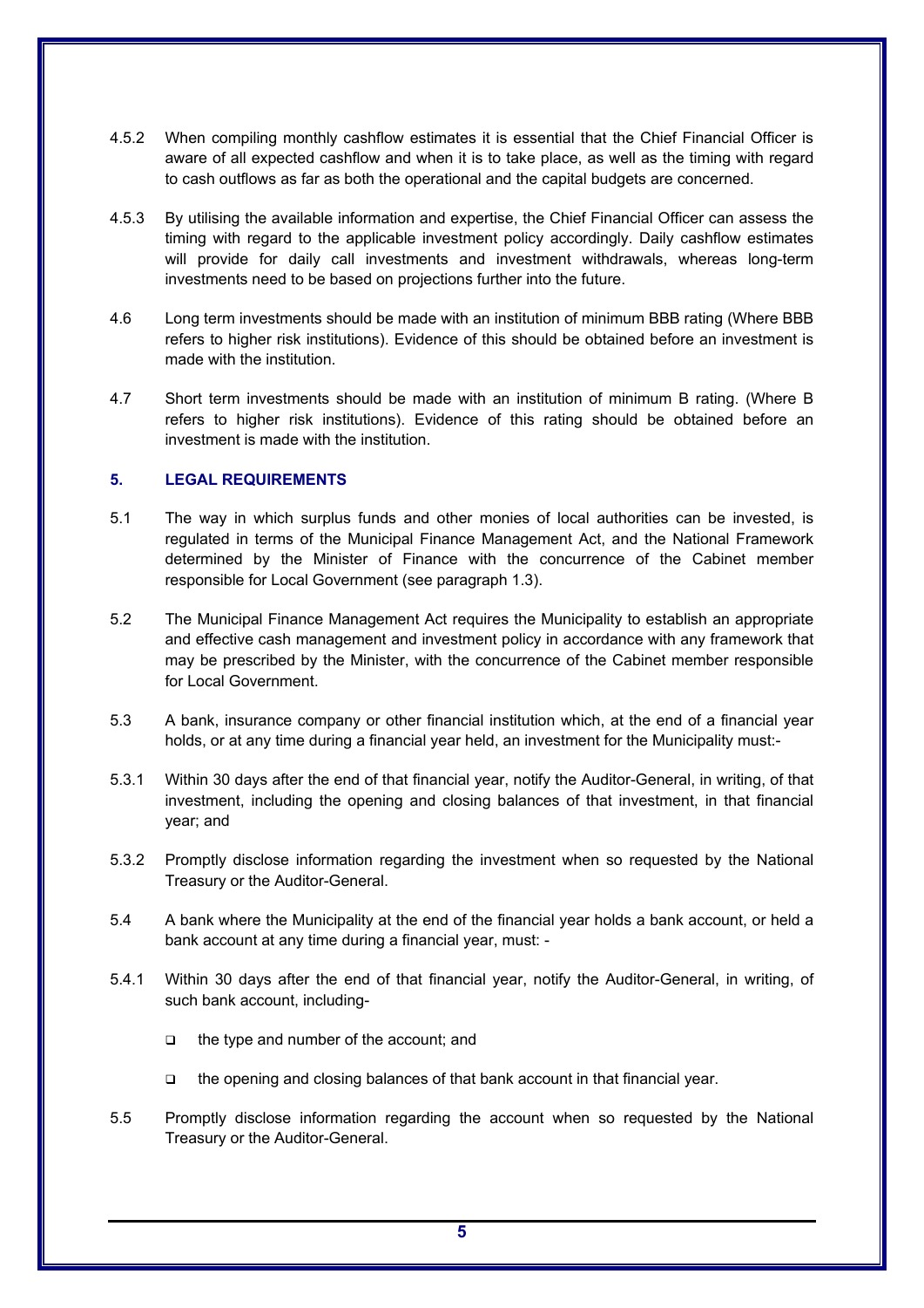4.5.2 When compiling monthly cashflow estimates it is essential that the Chief Financial Officer is aware of all expected cashflow and when it is to take place, as well as the timing with regard to cash outflows as far as both the operational and the capital budgets are concerned.

4.5.3 By utilising the available information and expertise, the Chief Financial Officer can assess the timing with regard to the applicable investment policy accordingly. Daily cashflow estimates will provide for daily call investments and investment withdrawals, whereas long-term investments need to be based on projections further into the future.

4.6 Long term investments should be made with an institution of minimum BBB rating (Where BBB refers to higher risk institutions). Evidence of this should be obtained before an investment is made with the institution.

4.7 Short term investments should be made with an institution of minimum B rating. (Where B refers to higher risk institutions). Evidence of this rating should be obtained before an investment is made with the institution.

## 5. LEGAL REQUIREMENTS

5.1 The way in which surplus funds and other monies of local authorities can be invested, is regulated in terms of the Municipal Finance Management Act, and the National Framework determined by the Minister of Finance with the concurrence of the Cabinet member responsible for Local Government (see paragraph 1.3).

5.2 The Municipal Finance Management Act requires the Municipality to establish an appropriate and effective cash management and investment policy in accordance with any framework that may be prescribed by the Minister, with the concurrence of the Cabinet member responsible for Local Government.

5.3 A bank, insurance company or other financial institution which, at the end of a financial year holds, or at any time during a financial year held, an investment for the Municipality must:-

5.3.1 Within 30 days after the end of that financial year, notify the Auditor-General, in writing, of that investment, including the opening and closing balances of that investment, in that financial year; and

5.3.2 Promptly disclose information regarding the investment when so requested by the National Treasury or the Auditor-General.

5.4 A bank where the Municipality at the end of the financial year holds a bank account, or held a bank account at any time during a financial year, must: -

5.4.1 Within 30 days after the end of that financial year, notify the Auditor-General, in writing, of such bank account, including-

- the type and number of the account; and
- the opening and closing balances of that bank account in that financial year.

5.5 Promptly disclose information regarding the account when so requested by the National Treasury or the Auditor-General.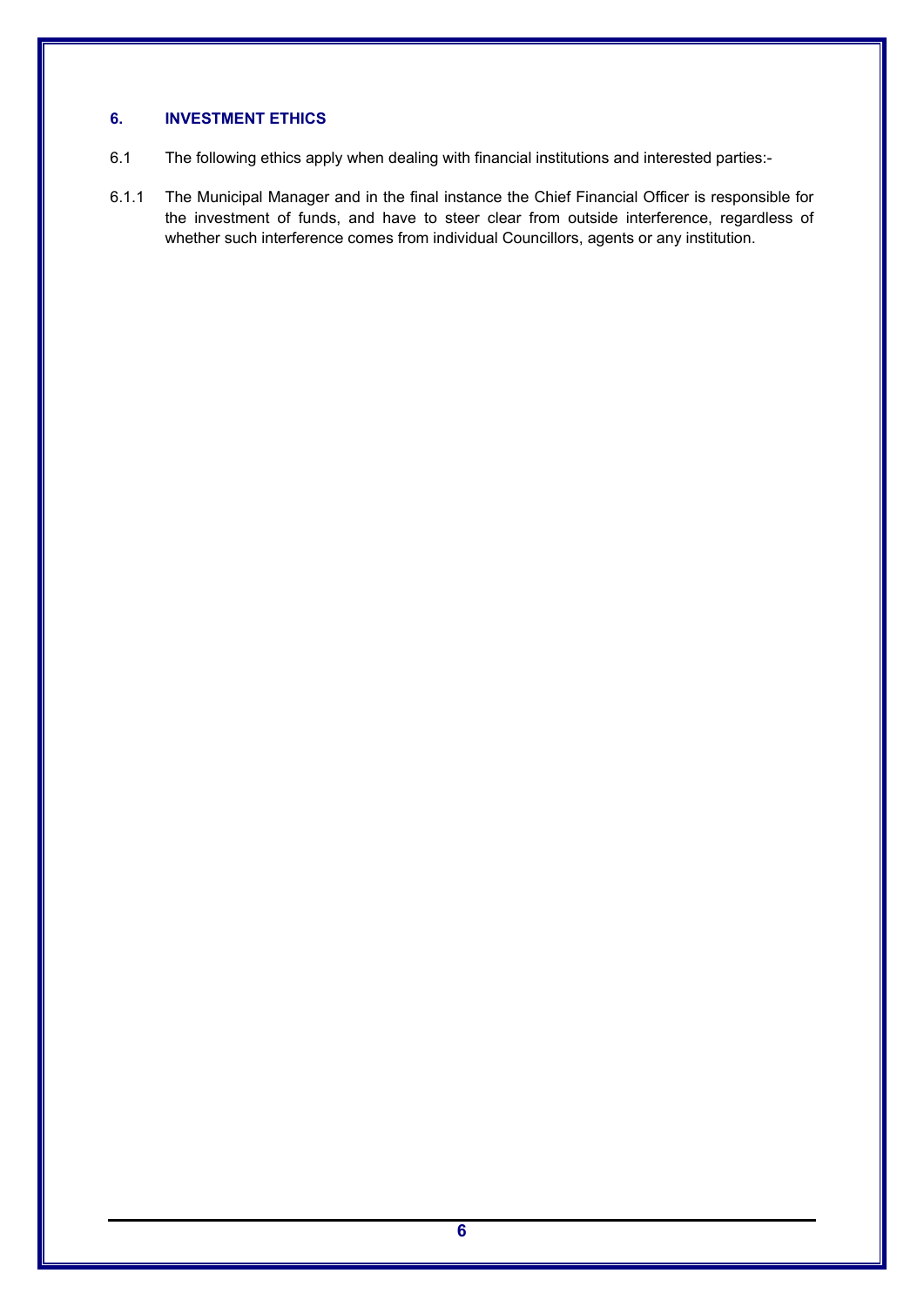## 6. INVESTMENT ETHICS

6.1 The following ethics apply when dealing with financial institutions and interested parties:-

6.1.1 The Municipal Manager and in the final instance the Chief Financial Officer is responsible for the investment of funds, and have to steer clear from outside interference, regardless of whether such interference comes from individual Councillors, agents or any institution.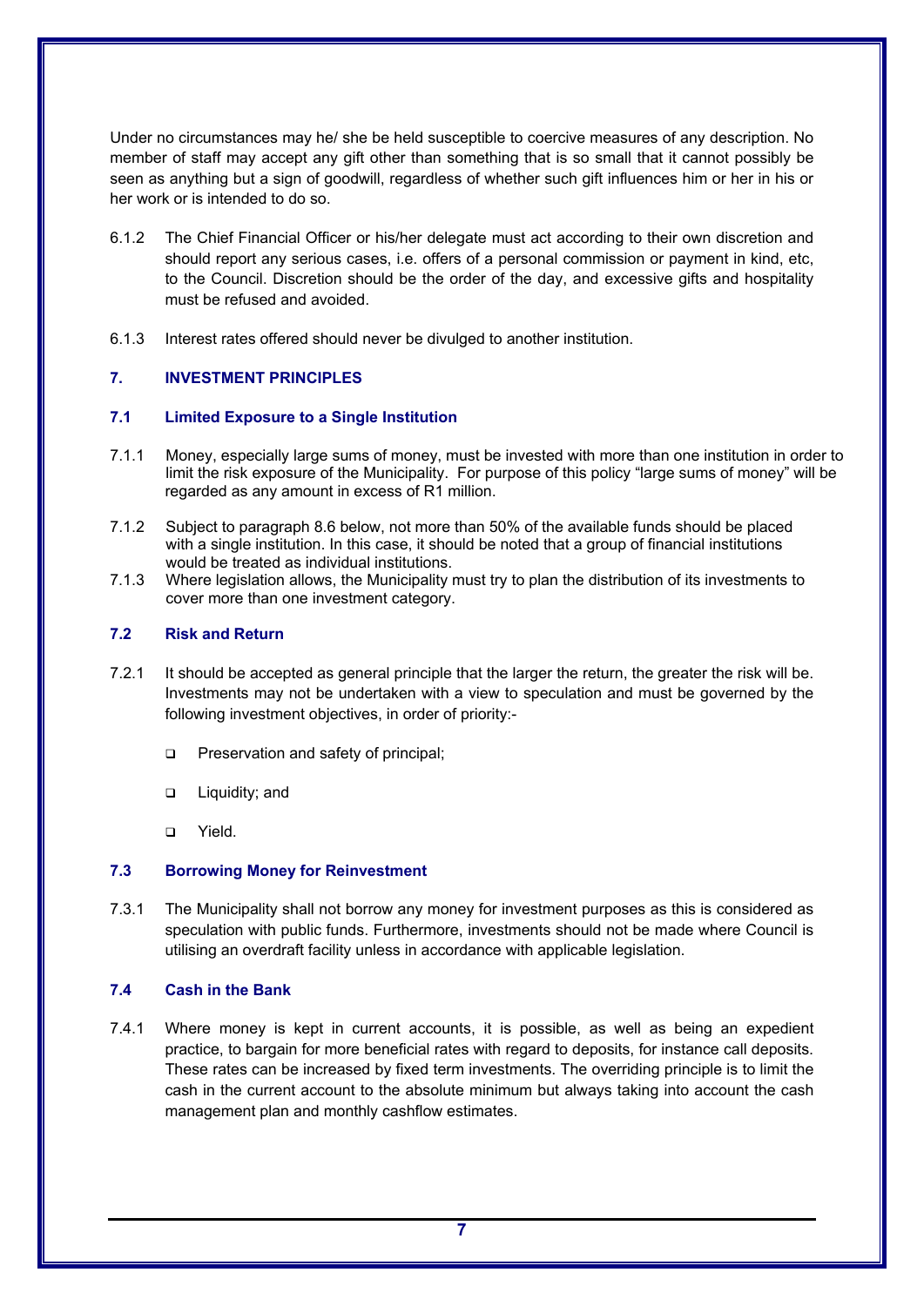Under no circumstances may he/ she be held susceptible to coercive measures of any description. No member of staff may accept any gift other than something that is so small that it cannot possibly be seen as anything but a sign of goodwill, regardless of whether such gift influences him or her in his or her work or is intended to do so.

6.1.2 The Chief Financial Officer or his/her delegate must act according to their own discretion and should report any serious cases, i.e. offers of a personal commission or payment in kind, etc, to the Council. Discretion should be the order of the day, and excessive gifts and hospitality must be refused and avoided.

6.1.3 Interest rates offered should never be divulged to another institution.

## 7. INVESTMENT PRINCIPLES

### 7.1 Limited Exposure to a Single Institution

7.1.1 Money, especially large sums of money, must be invested with more than one institution in order to limit the risk exposure of the Municipality. For purpose of this policy "large sums of money" will be regarded as any amount in excess of R1 million.

7.1.2 Subject to paragraph 8.6 below, not more than 50% of the available funds should be placed with a single institution. In this case, it should be noted that a group of financial institutions would be treated as individual institutions.

7.1.3 Where legislation allows, the Municipality must try to plan the distribution of its investments to cover more than one investment category.

### 7.2 Risk and Return

7.2.1 It should be accepted as general principle that the larger the return, the greater the risk will be. Investments may not be undertaken with a view to speculation and must be governed by the following investment objectives, in order of priority:-

- Preservation and safety of principal;
- Liquidity; and
- Yield.

### 7.3 Borrowing Money for Reinvestment

7.3.1 The Municipality shall not borrow any money for investment purposes as this is considered as speculation with public funds. Furthermore, investments should not be made where Council is utilising an overdraft facility unless in accordance with applicable legislation.

### 7.4 Cash in the Bank

7.4.1 Where money is kept in current accounts, it is possible, as well as being an expedient practice, to bargain for more beneficial rates with regard to deposits, for instance call deposits. These rates can be increased by fixed term investments. The overriding principle is to limit the cash in the current account to the absolute minimum but always taking into account the cash management plan and monthly cashflow estimates.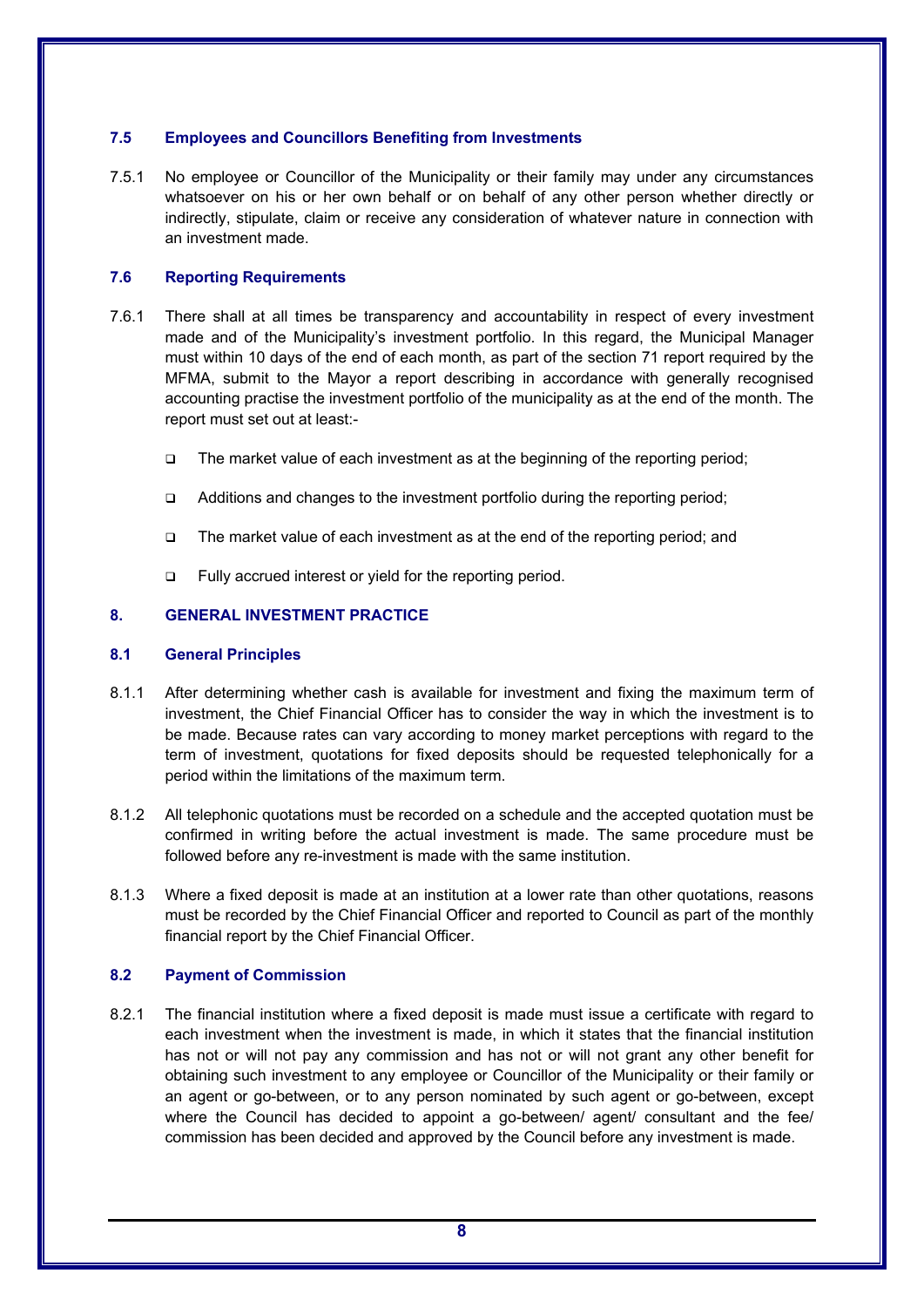### 7.5 Employees and Councillors Benefiting from Investments

7.5.1 No employee or Councillor of the Municipality or their family may under any circumstances whatsoever on his or her own behalf or on behalf of any other person whether directly or indirectly, stipulate, claim or receive any consideration of whatever nature in connection with an investment made.

### 7.6 Reporting Requirements

7.6.1 There shall at all times be transparency and accountability in respect of every investment made and of the Municipality's investment portfolio. In this regard, the Municipal Manager must within 10 days of the end of each month, as part of the section 71 report required by the MFMA, submit to the Mayor a report describing in accordance with generally recognised accounting practise the investment portfolio of the municipality as at the end of the month. The report must set out at least:-

- The market value of each investment as at the beginning of the reporting period;
- Additions and changes to the investment portfolio during the reporting period;
- The market value of each investment as at the end of the reporting period; and
- Fully accrued interest or yield for the reporting period.

## 8. GENERAL INVESTMENT PRACTICE

### 8.1 General Principles

8.1.1 After determining whether cash is available for investment and fixing the maximum term of investment, the Chief Financial Officer has to consider the way in which the investment is to be made. Because rates can vary according to money market perceptions with regard to the term of investment, quotations for fixed deposits should be requested telephonically for a period within the limitations of the maximum term.

8.1.2 All telephonic quotations must be recorded on a schedule and the accepted quotation must be confirmed in writing before the actual investment is made. The same procedure must be followed before any re-investment is made with the same institution.

8.1.3 Where a fixed deposit is made at an institution at a lower rate than other quotations, reasons must be recorded by the Chief Financial Officer and reported to Council as part of the monthly financial report by the Chief Financial Officer.

### 8.2 Payment of Commission

8.2.1 The financial institution where a fixed deposit is made must issue a certificate with regard to each investment when the investment is made, in which it states that the financial institution has not or will not pay any commission and has not or will not grant any other benefit for obtaining such investment to any employee or Councillor of the Municipality or their family or an agent or go-between, or to any person nominated by such agent or go-between, except where the Council has decided to appoint a go-between/ agent/ consultant and the fee/ commission has been decided and approved by the Council before any investment is made.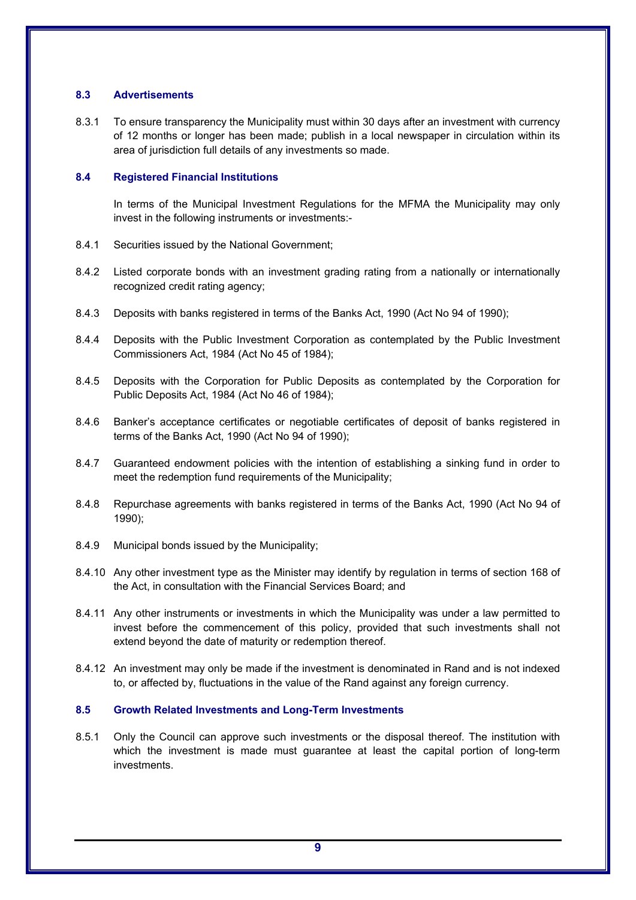### 8.3 Advertisements

8.3.1 To ensure transparency the Municipality must within 30 days after an investment with currency of 12 months or longer has been made; publish in a local newspaper in circulation within its area of jurisdiction full details of any investments so made.

### 8.4 Registered Financial Institutions

In terms of the Municipal Investment Regulations for the MFMA the Municipality may only invest in the following instruments or investments:-

8.4.1 Securities issued by the National Government;

8.4.2 Listed corporate bonds with an investment grading rating from a nationally or internationally recognized credit rating agency;

8.4.3 Deposits with banks registered in terms of the Banks Act, 1990 (Act No 94 of 1990);

8.4.4 Deposits with the Public Investment Corporation as contemplated by the Public Investment Commissioners Act, 1984 (Act No 45 of 1984);

8.4.5 Deposits with the Corporation for Public Deposits as contemplated by the Corporation for Public Deposits Act, 1984 (Act No 46 of 1984);

8.4.6 Banker's acceptance certificates or negotiable certificates of deposit of banks registered in terms of the Banks Act, 1990 (Act No 94 of 1990);

8.4.7 Guaranteed endowment policies with the intention of establishing a sinking fund in order to meet the redemption fund requirements of the Municipality;

8.4.8 Repurchase agreements with banks registered in terms of the Banks Act, 1990 (Act No 94 of 1990);

8.4.9 Municipal bonds issued by the Municipality;

8.4.10 Any other investment type as the Minister may identify by regulation in terms of section 168 of the Act, in consultation with the Financial Services Board; and

8.4.11 Any other instruments or investments in which the Municipality was under a law permitted to invest before the commencement of this policy, provided that such investments shall not extend beyond the date of maturity or redemption thereof.

8.4.12 An investment may only be made if the investment is denominated in Rand and is not indexed to, or affected by, fluctuations in the value of the Rand against any foreign currency.

### 8.5 Growth Related Investments and Long-Term Investments

8.5.1 Only the Council can approve such investments or the disposal thereof. The institution with which the investment is made must guarantee at least the capital portion of long-term investments.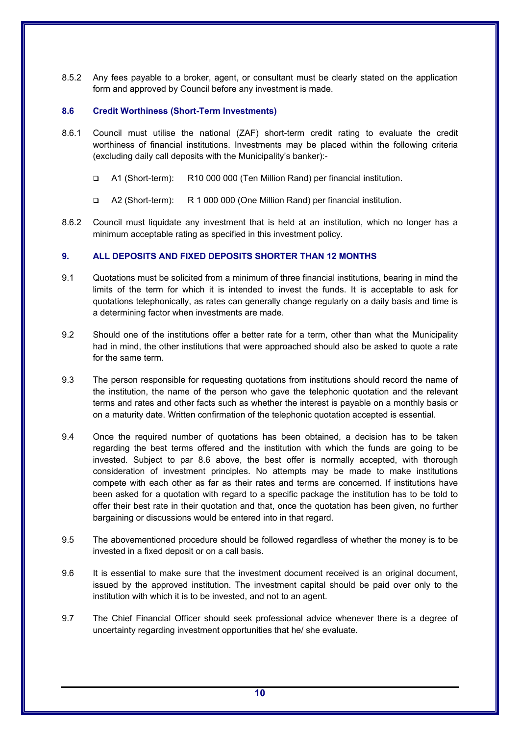8.5.2 Any fees payable to a broker, agent, or consultant must be clearly stated on the application form and approved by Council before any investment is made.

### 8.6 Credit Worthiness (Short-Term Investments)

8.6.1 Council must utilise the national (ZAF) short-term credit rating to evaluate the credit worthiness of financial institutions. Investments may be placed within the following criteria (excluding daily call deposits with the Municipality's banker):-

- A1 (Short-term): R10 000 000 (Ten Million Rand) per financial institution.
- A2 (Short-term): R 1 000 000 (One Million Rand) per financial institution.

8.6.2 Council must liquidate any investment that is held at an institution, which no longer has a minimum acceptable rating as specified in this investment policy.

## 9. ALL DEPOSITS AND FIXED DEPOSITS SHORTER THAN 12 MONTHS

9.1 Quotations must be solicited from a minimum of three financial institutions, bearing in mind the limits of the term for which it is intended to invest the funds. It is acceptable to ask for quotations telephonically, as rates can generally change regularly on a daily basis and time is a determining factor when investments are made.

9.2 Should one of the institutions offer a better rate for a term, other than what the Municipality had in mind, the other institutions that were approached should also be asked to quote a rate for the same term.

9.3 The person responsible for requesting quotations from institutions should record the name of the institution, the name of the person who gave the telephonic quotation and the relevant terms and rates and other facts such as whether the interest is payable on a monthly basis or on a maturity date. Written confirmation of the telephonic quotation accepted is essential.

9.4 Once the required number of quotations has been obtained, a decision has to be taken regarding the best terms offered and the institution with which the funds are going to be invested. Subject to par 8.6 above, the best offer is normally accepted, with thorough consideration of investment principles. No attempts may be made to make institutions compete with each other as far as their rates and terms are concerned. If institutions have been asked for a quotation with regard to a specific package the institution has to be told to offer their best rate in their quotation and that, once the quotation has been given, no further bargaining or discussions would be entered into in that regard.

9.5 The abovementioned procedure should be followed regardless of whether the money is to be invested in a fixed deposit or on a call basis.

9.6 It is essential to make sure that the investment document received is an original document, issued by the approved institution. The investment capital should be paid over only to the institution with which it is to be invested, and not to an agent.

9.7 The Chief Financial Officer should seek professional advice whenever there is a degree of uncertainty regarding investment opportunities that he/ she evaluate.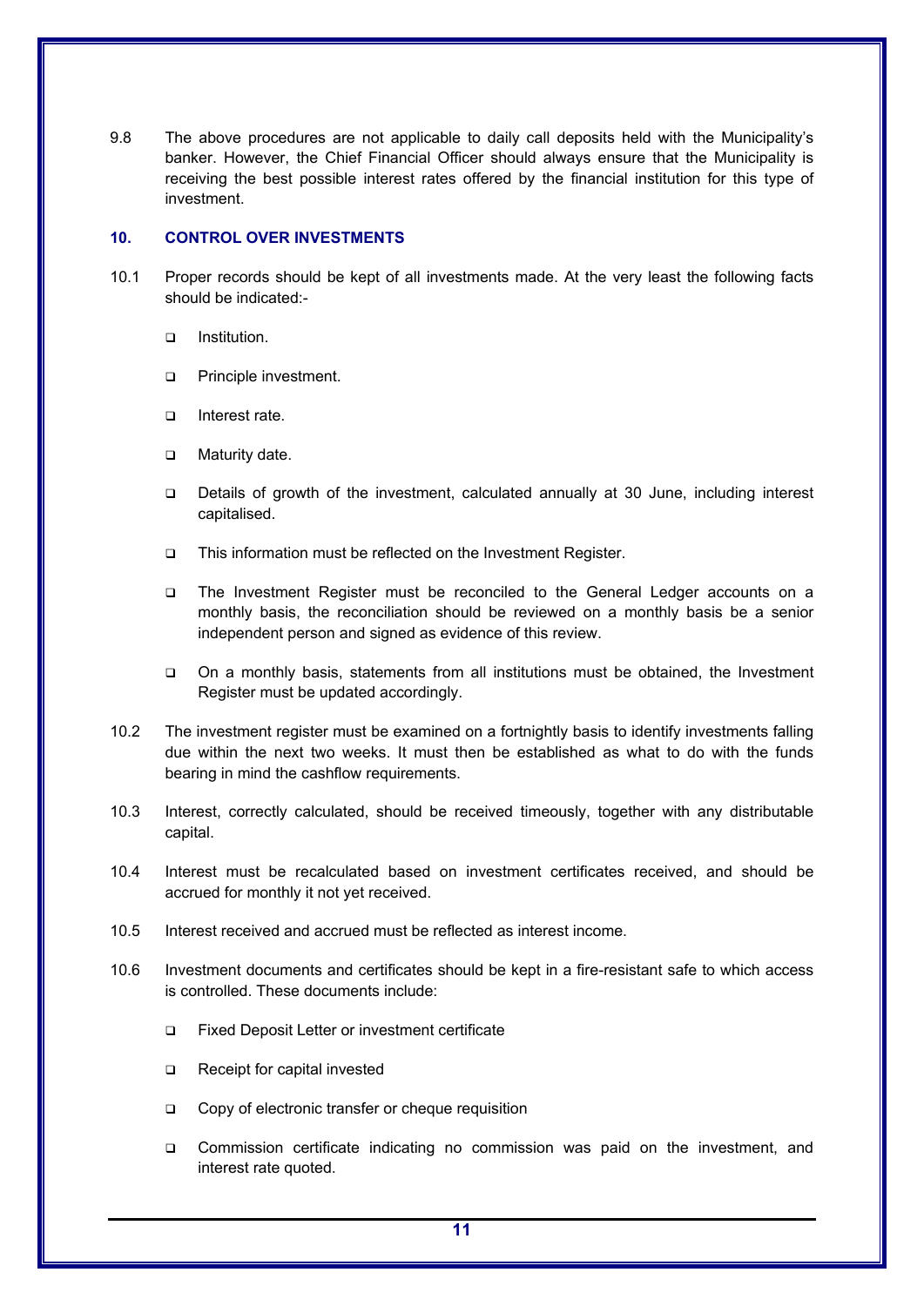9.8 The above procedures are not applicable to daily call deposits held with the Municipality's banker. However, the Chief Financial Officer should always ensure that the Municipality is receiving the best possible interest rates offered by the financial institution for this type of investment.

## 10. CONTROL OVER INVESTMENTS

10.1 Proper records should be kept of all investments made. At the very least the following facts should be indicated:-

- Institution.
- Principle investment.
- Interest rate.
- Maturity date.
- Details of growth of the investment, calculated annually at 30 June, including interest capitalised.
- This information must be reflected on the Investment Register.
- The Investment Register must be reconciled to the General Ledger accounts on a monthly basis, the reconciliation should be reviewed on a monthly basis be a senior independent person and signed as evidence of this review.
- On a monthly basis, statements from all institutions must be obtained, the Investment Register must be updated accordingly.

10.2 The investment register must be examined on a fortnightly basis to identify investments falling due within the next two weeks. It must then be established as what to do with the funds bearing in mind the cashflow requirements.

10.3 Interest, correctly calculated, should be received timeously, together with any distributable capital.

10.4 Interest must be recalculated based on investment certificates received, and should be accrued for monthly it not yet received.

10.5 Interest received and accrued must be reflected as interest income.

10.6 Investment documents and certificates should be kept in a fire-resistant safe to which access is controlled. These documents include:

- Fixed Deposit Letter or investment certificate
- Receipt for capital invested
- Copy of electronic transfer or cheque requisition
- Commission certificate indicating no commission was paid on the investment, and interest rate quoted.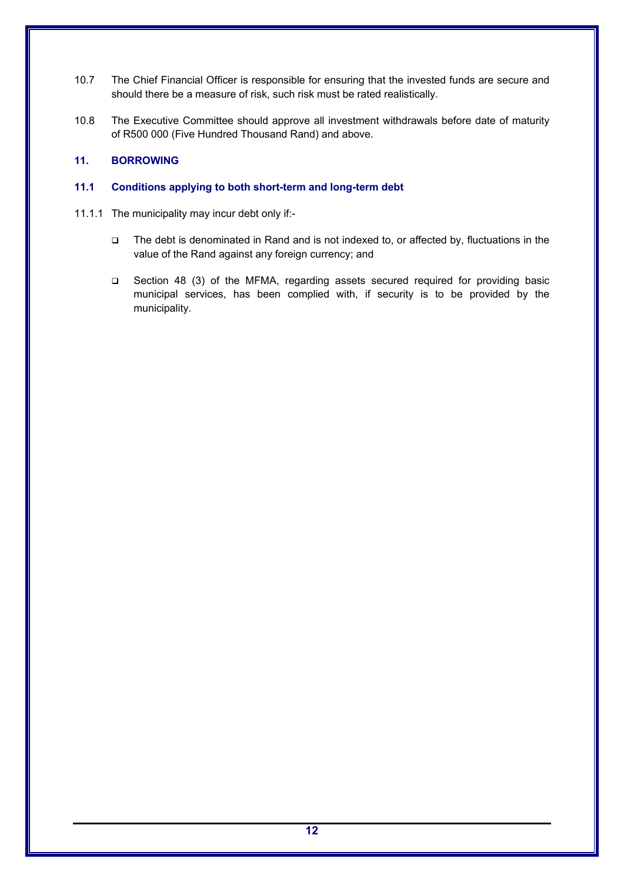10.7 The Chief Financial Officer is responsible for ensuring that the invested funds are secure and should there be a measure of risk, such risk must be rated realistically.

10.8 The Executive Committee should approve all investment withdrawals before date of maturity of R500 000 (Five Hundred Thousand Rand) and above.

## 11. BORROWING

### 11.1 Conditions applying to both short-term and long-term debt

11.1.1 The municipality may incur debt only if:-

- The debt is denominated in Rand and is not indexed to, or affected by, fluctuations in the value of the Rand against any foreign currency; and
- Section 48 (3) of the MFMA, regarding assets secured required for providing basic municipal services, has been complied with, if security is to be provided by the municipality.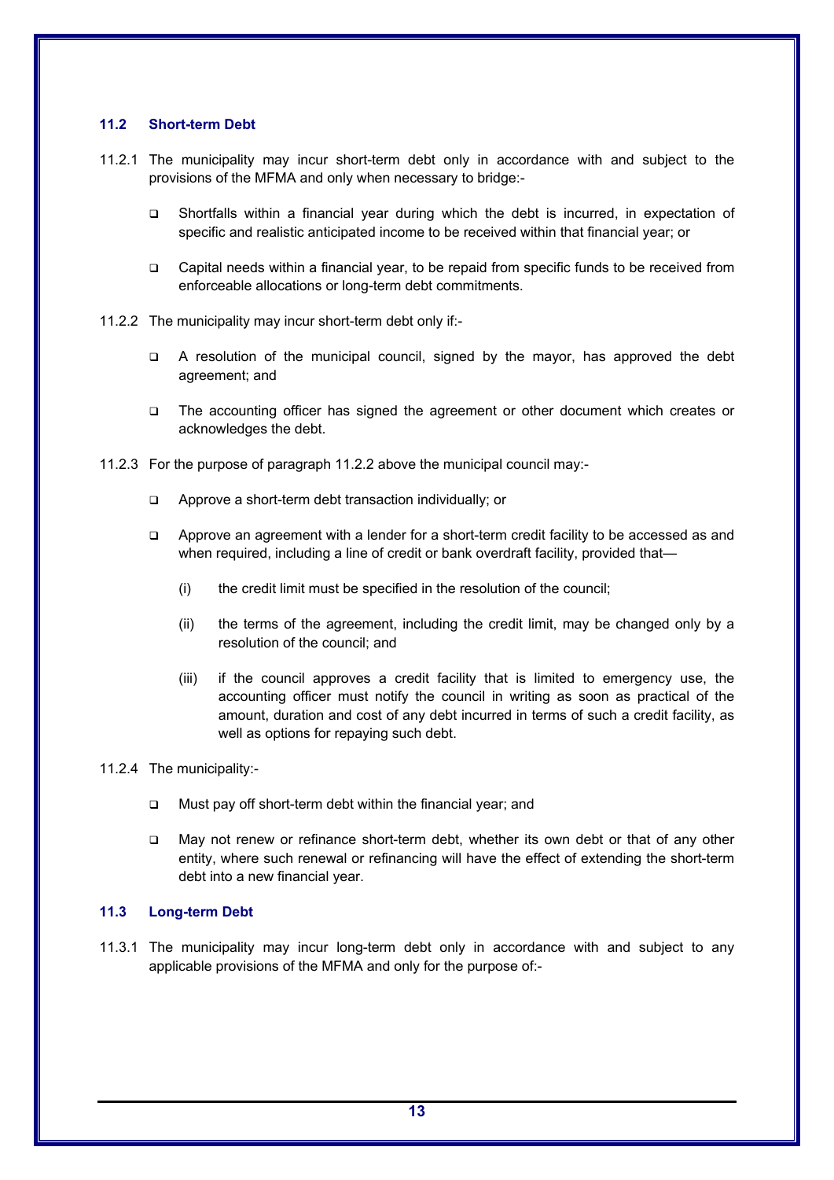### 11.2 Short-term Debt

11.2.1 The municipality may incur short-term debt only in accordance with and subject to the provisions of the MFMA and only when necessary to bridge:-

- Shortfalls within a financial year during which the debt is incurred, in expectation of specific and realistic anticipated income to be received within that financial year; or
- Capital needs within a financial year, to be repaid from specific funds to be received from enforceable allocations or long-term debt commitments.

11.2.2 The municipality may incur short-term debt only if:-

- A resolution of the municipal council, signed by the mayor, has approved the debt agreement; and
- The accounting officer has signed the agreement or other document which creates or acknowledges the debt.

11.2.3 For the purpose of paragraph 11.2.2 above the municipal council may:-

- Approve a short-term debt transaction individually; or
- Approve an agreement with a lender for a short-term credit facility to be accessed as and when required, including a line of credit or bank overdraft facility, provided that—
  - (i) the credit limit must be specified in the resolution of the council;
  - (ii) the terms of the agreement, including the credit limit, may be changed only by a resolution of the council; and
  - (iii) if the council approves a credit facility that is limited to emergency use, the accounting officer must notify the council in writing as soon as practical of the amount, duration and cost of any debt incurred in terms of such a credit facility, as well as options for repaying such debt.

11.2.4 The municipality:-

- Must pay off short-term debt within the financial year; and
- May not renew or refinance short-term debt, whether its own debt or that of any other entity, where such renewal or refinancing will have the effect of extending the short-term debt into a new financial year.

### 11.3 Long-term Debt

11.3.1 The municipality may incur long-term debt only in accordance with and subject to any applicable provisions of the MFMA and only for the purpose of:-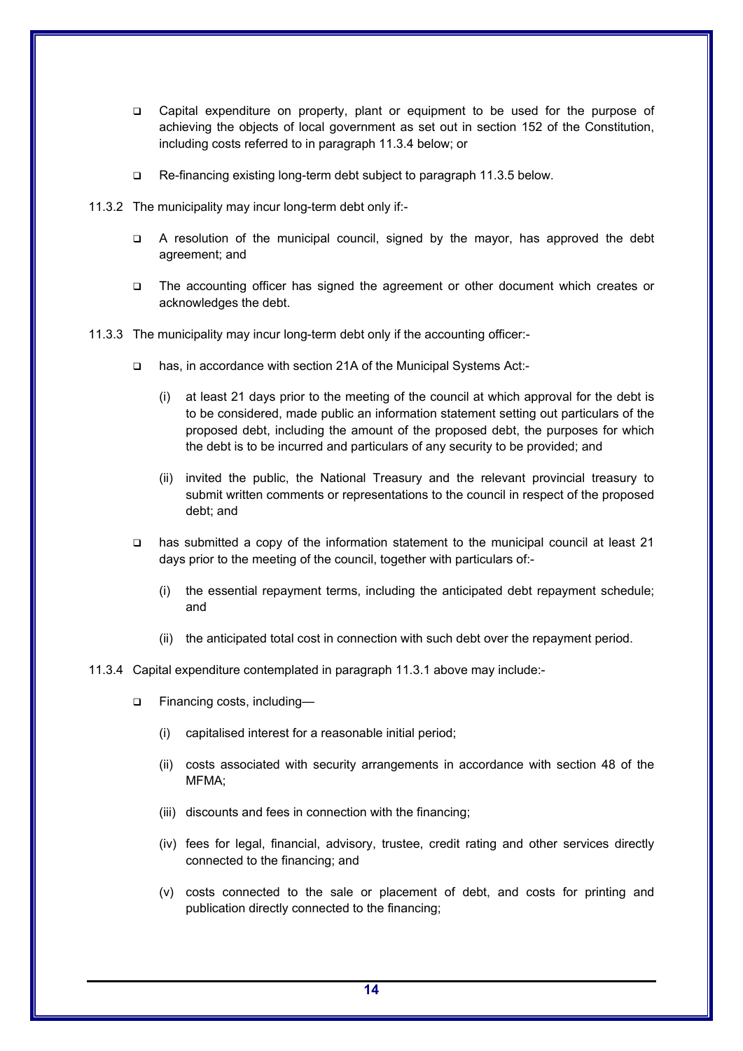- Capital expenditure on property, plant or equipment to be used for the purpose of achieving the objects of local government as set out in section 152 of the Constitution, including costs referred to in paragraph 11.3.4 below; or
- Re-financing existing long-term debt subject to paragraph 11.3.5 below.

11.3.2 The municipality may incur long-term debt only if:-

- A resolution of the municipal council, signed by the mayor, has approved the debt agreement; and
- The accounting officer has signed the agreement or other document which creates or acknowledges the debt.

11.3.3 The municipality may incur long-term debt only if the accounting officer:-

- has, in accordance with section 21A of the Municipal Systems Act:-
  - (i) at least 21 days prior to the meeting of the council at which approval for the debt is to be considered, made public an information statement setting out particulars of the proposed debt, including the amount of the proposed debt, the purposes for which the debt is to be incurred and particulars of any security to be provided; and
  - (ii) invited the public, the National Treasury and the relevant provincial treasury to submit written comments or representations to the council in respect of the proposed debt; and
- has submitted a copy of the information statement to the municipal council at least 21 days prior to the meeting of the council, together with particulars of:-
  - (i) the essential repayment terms, including the anticipated debt repayment schedule; and
  - (ii) the anticipated total cost in connection with such debt over the repayment period.

11.3.4 Capital expenditure contemplated in paragraph 11.3.1 above may include:-

- Financing costs, including—
  - (i) capitalised interest for a reasonable initial period;
  - (ii) costs associated with security arrangements in accordance with section 48 of the MFMA;
  - (iii) discounts and fees in connection with the financing;
  - (iv) fees for legal, financial, advisory, trustee, credit rating and other services directly connected to the financing; and
  - (v) costs connected to the sale or placement of debt, and costs for printing and publication directly connected to the financing;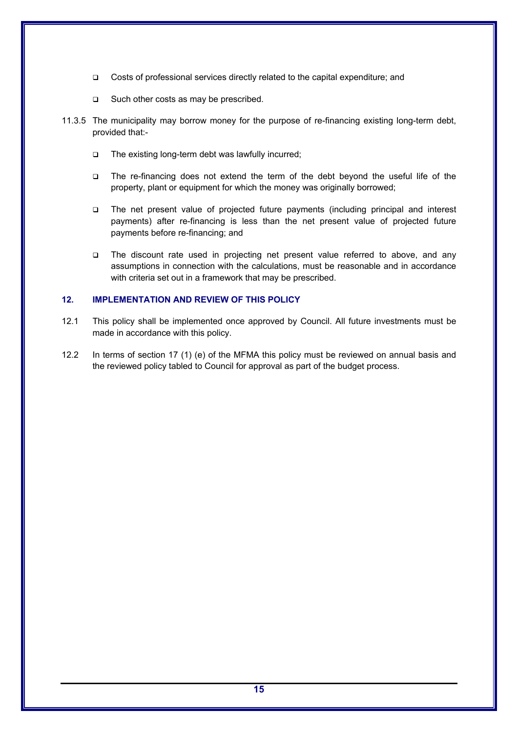- Costs of professional services directly related to the capital expenditure; and

- Such other costs as may be prescribed.

11.3.5 The municipality may borrow money for the purpose of re-financing existing long-term debt, provided that:-

- The existing long-term debt was lawfully incurred;

- The re-financing does not extend the term of the debt beyond the useful life of the property, plant or equipment for which the money was originally borrowed;

- The net present value of projected future payments (including principal and interest payments) after re-financing is less than the net present value of projected future payments before re-financing; and

- The discount rate used in projecting net present value referred to above, and any assumptions in connection with the calculations, must be reasonable and in accordance with criteria set out in a framework that may be prescribed.

## 12. IMPLEMENTATION AND REVIEW OF THIS POLICY

12.1 This policy shall be implemented once approved by Council. All future investments must be made in accordance with this policy.

12.2 In terms of section 17 (1) (e) of the MFMA this policy must be reviewed on annual basis and the reviewed policy tabled to Council for approval as part of the budget process.